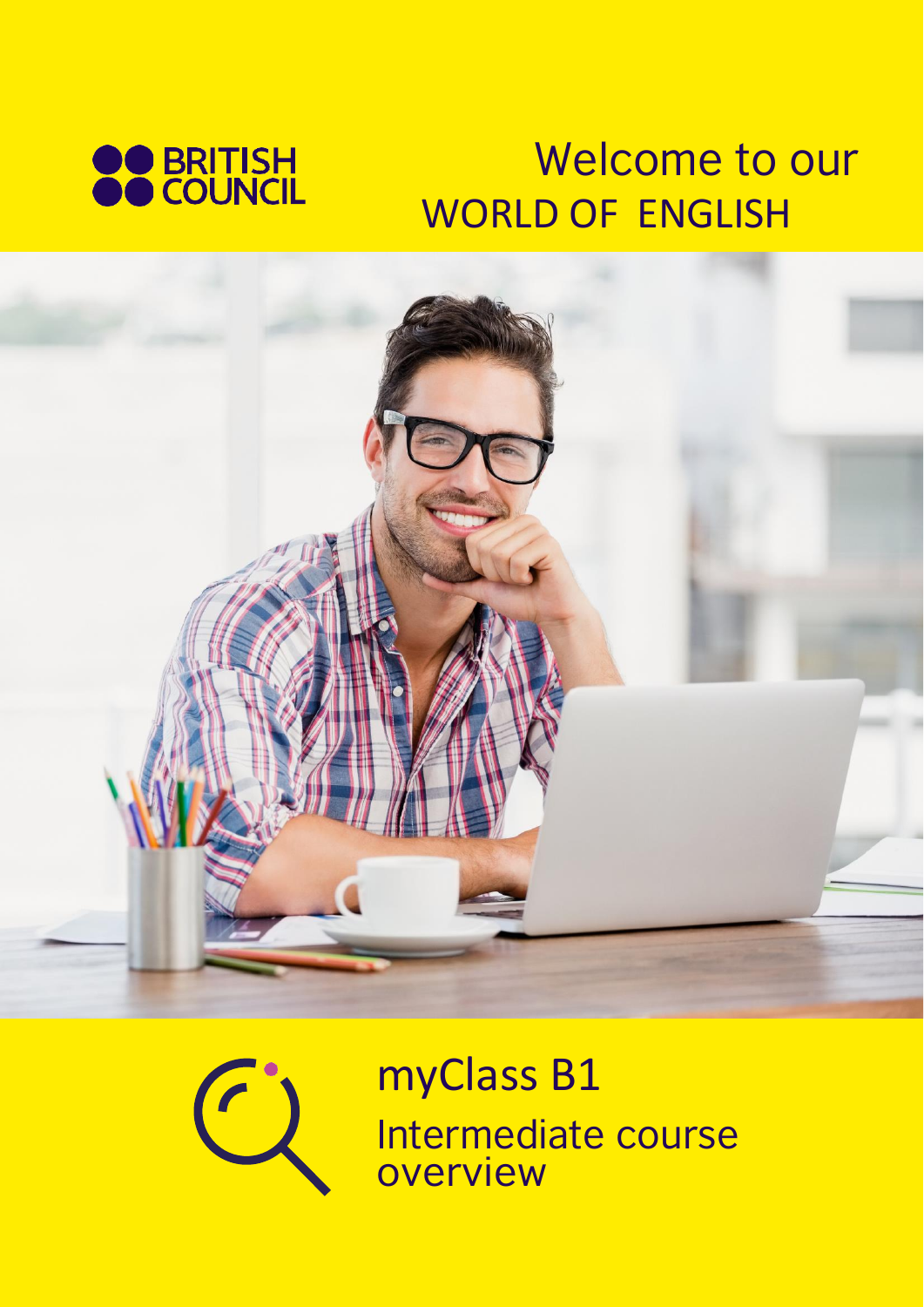BRITISH COUNCIL

# Welcome to our WORLD OF ENGLISH

## myClass B1

Intermediate course overview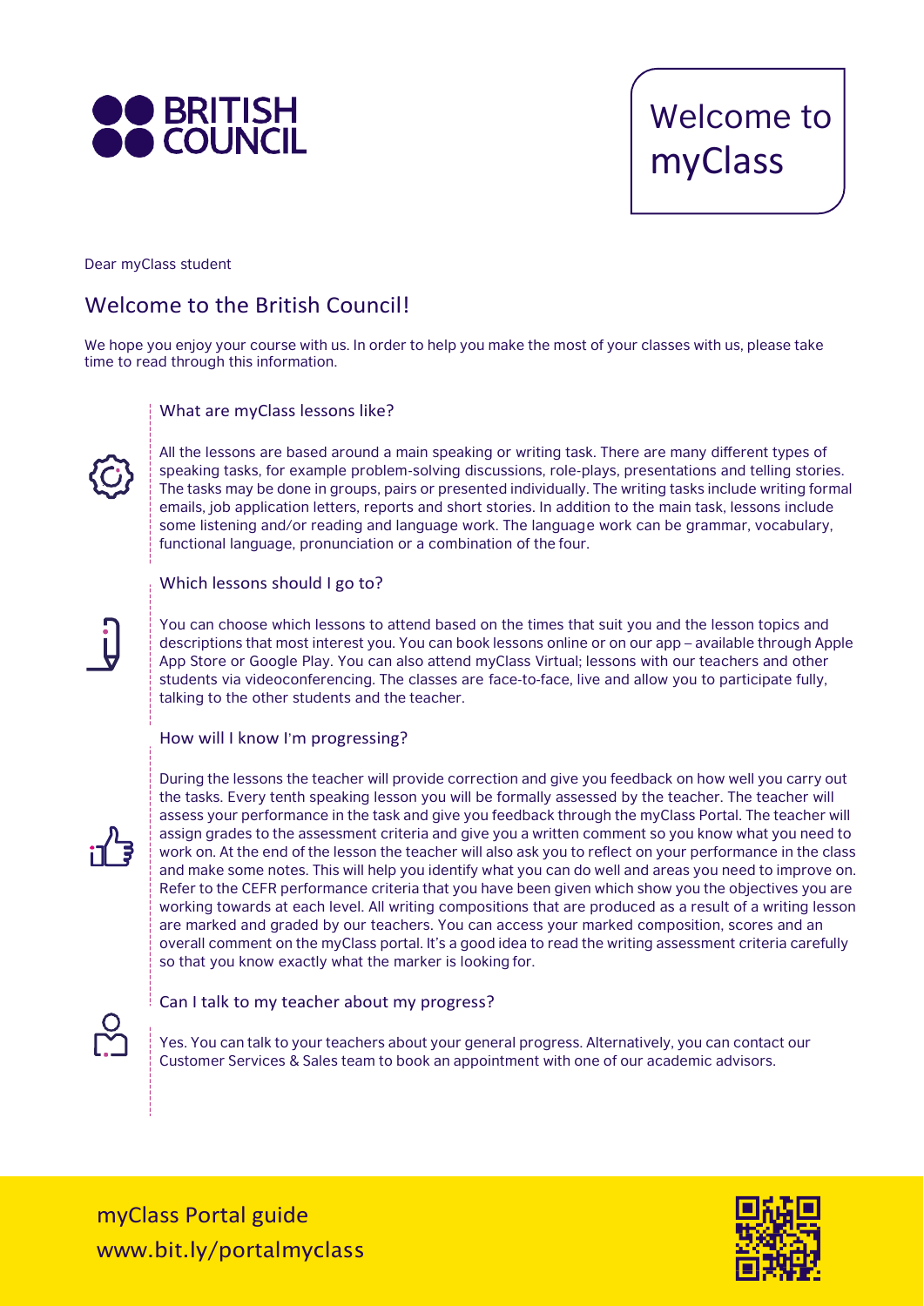# Welcome to myClass

Dear myClass student

## Welcome to the British Council!

We hope you enjoy your course with us. In order to help you make the most of your classes with us, please take time to read through this information.

### What are myClass lessons like?

All the lessons are based around a main speaking or writing task. There are many different types of speaking tasks, for example problem-solving discussions, role-plays, presentations and telling stories. The tasks may be done in groups, pairs or presented individually. The writing tasks include writing formal emails, job application letters, reports and short stories. In addition to the main task, lessons include some listening and/or reading and language work. The language work can be grammar, vocabulary, functional language, pronunciation or a combination of the four.

### Which lessons should I go to?

You can choose which lessons to attend based on the times that suit you and the lesson topics and descriptions that most interest you. You can book lessons online or on our app – available through Apple App Store or Google Play. You can also attend myClass Virtual; lessons with our teachers and other students via videoconferencing. The classes are face-to-face, live and allow you to participate fully, talking to the other students and the teacher.

### How will I know I'm progressing?

During the lessons the teacher will provide correction and give you feedback on how well you carry out the tasks. Every tenth speaking lesson you will be formally assessed by the teacher. The teacher will assess your performance in the task and give you feedback through the myClass Portal. The teacher will assign grades to the assessment criteria and give you a written comment so you know what you need to work on. At the end of the lesson the teacher will also ask you to reflect on your performance in the class and make some notes. This will help you identify what you can do well and areas you need to improve on. Refer to the CEFR performance criteria that you have been given which show you the objectives you are working towards at each level. All writing compositions that are produced as a result of a writing lesson are marked and graded by our teachers. You can access your marked composition, scores and an overall comment on the myClass portal. It's a good idea to read the writing assessment criteria carefully so that you know exactly what the marker is looking for.

### Can I talk to my teacher about my progress?

Yes. You can talk to your teachers about your general progress. Alternatively, you can contact our Customer Services & Sales team to book an appointment with one of our academic advisors.

myClass Portal guide
www.bit.ly/portalmyclass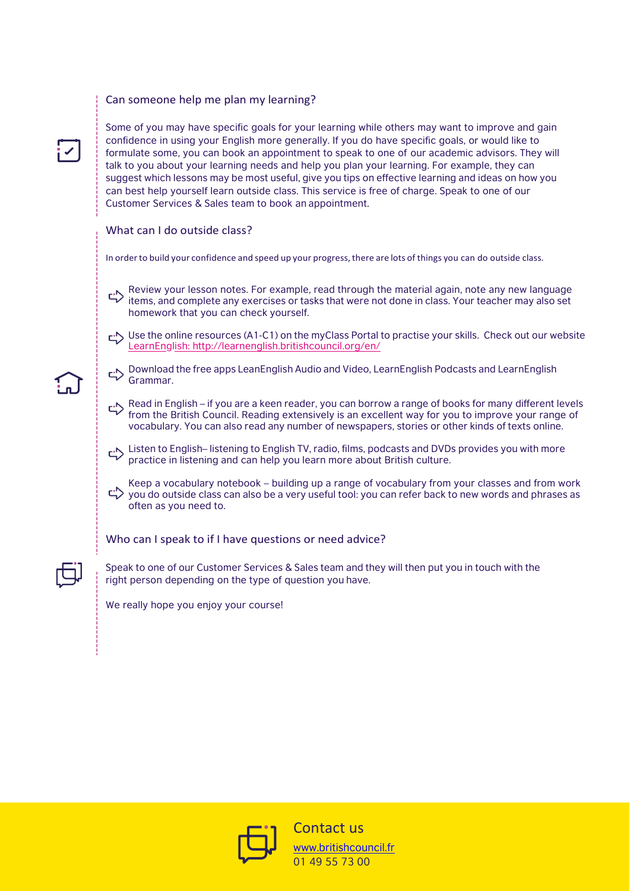## Can someone help me plan my learning?

Some of you may have specific goals for your learning while others may want to improve and gain confidence in using your English more generally. If you do have specific goals, or would like to formulate some, you can book an appointment to speak to one of our academic advisors. They will talk to you about your learning needs and help you plan your learning. For example, they can suggest which lessons may be most useful, give you tips on effective learning and ideas on how you can best help yourself learn outside class. This service is free of charge. Speak to one of our Customer Services & Sales team to book an appointment.

## What can I do outside class?

In order to build your confidence and speed up your progress, there are lots of things you can do outside class.

- Review your lesson notes. For example, read through the material again, note any new language items, and complete any exercises or tasks that were not done in class. Your teacher may also set homework that you can check yourself.
- Use the online resources (A1-C1) on the myClass Portal to practise your skills. Check out our website LearnEnglish: http://learnenglish.britishcouncil.org/en/
- Download the free apps LeanEnglish Audio and Video, LearnEnglish Podcasts and LearnEnglish Grammar.
- Read in English – if you are a keen reader, you can borrow a range of books for many different levels from the British Council. Reading extensively is an excellent way for you to improve your range of vocabulary. You can also read any number of newspapers, stories or other kinds of texts online.
- Listen to English– listening to English TV, radio, films, podcasts and DVDs provides you with more practice in listening and can help you learn more about British culture.
- Keep a vocabulary notebook – building up a range of vocabulary from your classes and from work you do outside class can also be a very useful tool: you can refer back to new words and phrases as often as you need to.

## Who can I speak to if I have questions or need advice?

Speak to one of our Customer Services & Sales team and they will then put you in touch with the right person depending on the type of question you have.

We really hope you enjoy your course!

**Contact us**

www.britishcouncil.fr

01 49 55 73 00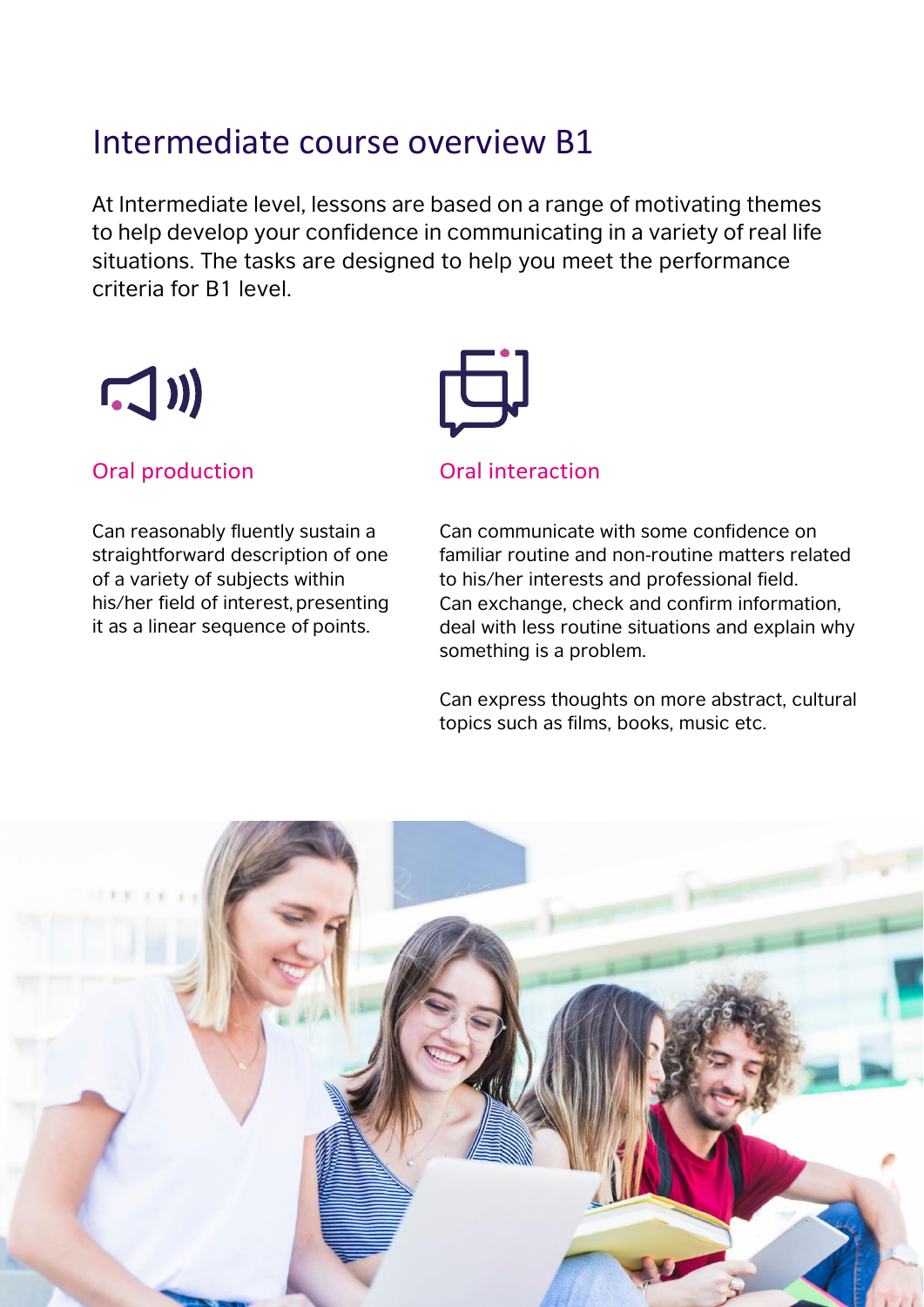# Intermediate course overview B1

At Intermediate level, lessons are based on a range of motivating themes to help develop your confidence in communicating in a variety of real life situations. The tasks are designed to help you meet the performance criteria for B1 level.

## Oral production

Can reasonably fluently sustain a straightforward description of one of a variety of subjects within his/her field of interest, presenting it as a linear sequence of points.

## Oral interaction

Can communicate with some confidence on familiar routine and non-routine matters related to his/her interests and professional field. Can exchange, check and confirm information, deal with less routine situations and explain why something is a problem.

Can express thoughts on more abstract, cultural topics such as films, books, music etc.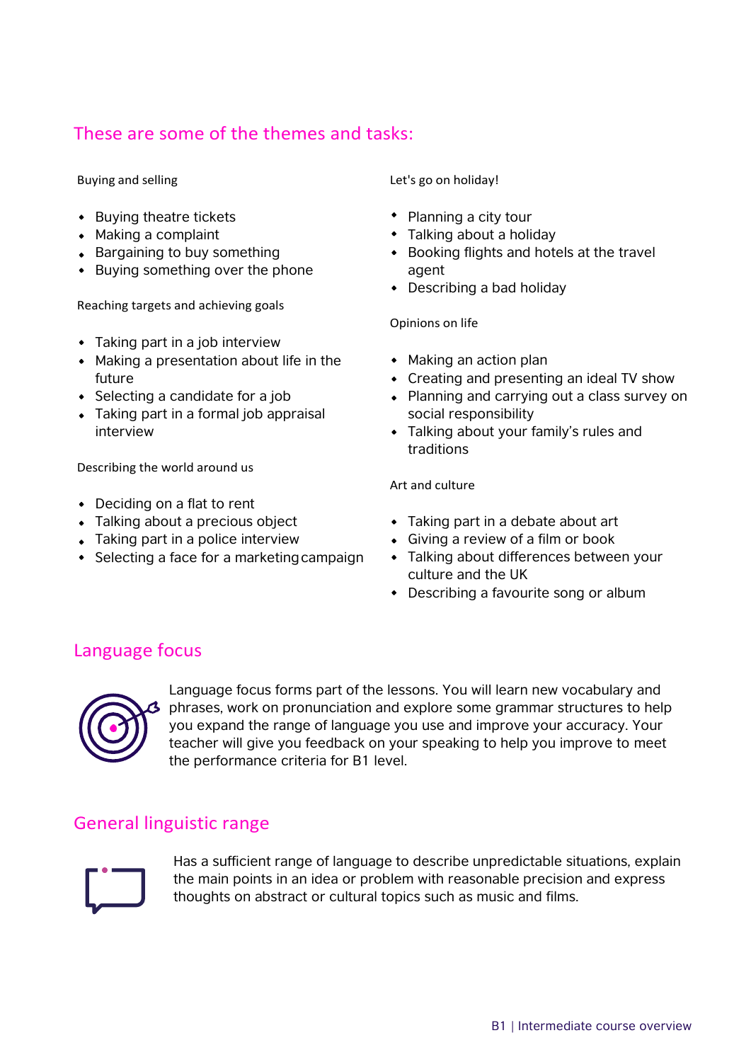## These are some of the themes and tasks:

Buying and selling

- Buying theatre tickets
- Making a complaint
- Bargaining to buy something
- Buying something over the phone

Reaching targets and achieving goals

- Taking part in a job interview
- Making a presentation about life in the future
- Selecting a candidate for a job
- Taking part in a formal job appraisal interview

Describing the world around us

- Deciding on a flat to rent
- Talking about a precious object
- Taking part in a police interview
- Selecting a face for a marketing campaign

Let's go on holiday!

- Planning a city tour
- Talking about a holiday
- Booking flights and hotels at the travel agent
- Describing a bad holiday

Opinions on life

- Making an action plan
- Creating and presenting an ideal TV show
- Planning and carrying out a class survey on social responsibility
- Talking about your family's rules and traditions

Art and culture

- Taking part in a debate about art
- Giving a review of a film or book
- Talking about differences between your culture and the UK
- Describing a favourite song or album

## Language focus

Language focus forms part of the lessons. You will learn new vocabulary and phrases, work on pronunciation and explore some grammar structures to help you expand the range of language you use and improve your accuracy. Your teacher will give you feedback on your speaking to help you improve to meet the performance criteria for B1 level.

## General linguistic range

Has a sufficient range of language to describe unpredictable situations, explain the main points in an idea or problem with reasonable precision and express thoughts on abstract or cultural topics such as music and films.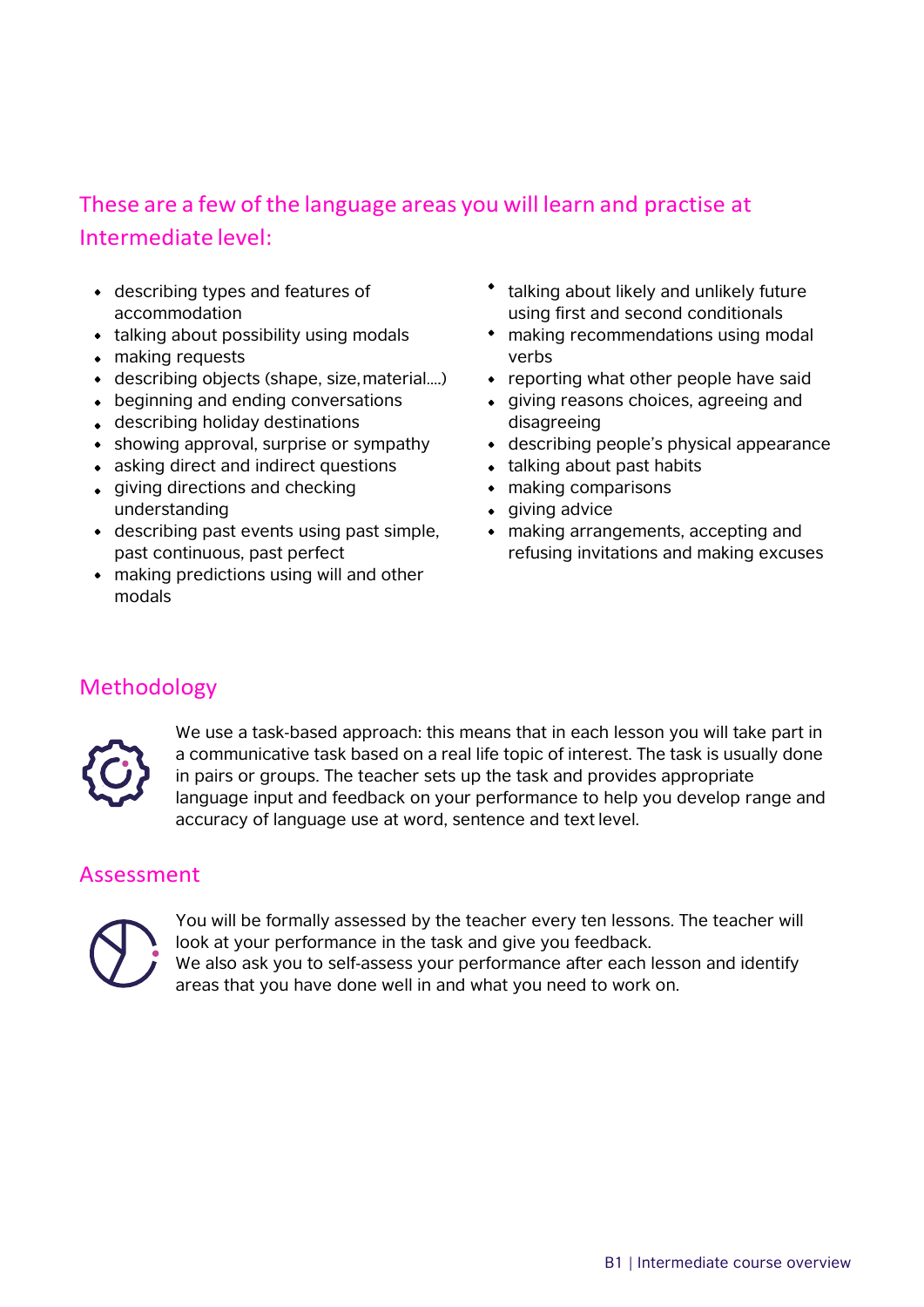## These are a few of the language areas you will learn and practise at Intermediate level:

- describing types and features of accommodation
- talking about possibility using modals
- making requests
- describing objects (shape, size, material....)
- beginning and ending conversations
- describing holiday destinations
- showing approval, surprise or sympathy
- asking direct and indirect questions
- giving directions and checking understanding
- describing past events using past simple, past continuous, past perfect
- making predictions using will and other modals
- talking about likely and unlikely future using first and second conditionals
- making recommendations using modal verbs
- reporting what other people have said
- giving reasons choices, agreeing and disagreeing
- describing people's physical appearance
- talking about past habits
- making comparisons
- giving advice
- making arrangements, accepting and refusing invitations and making excuses

## Methodology

We use a task-based approach: this means that in each lesson you will take part in a communicative task based on a real life topic of interest. The task is usually done in pairs or groups. The teacher sets up the task and provides appropriate language input and feedback on your performance to help you develop range and accuracy of language use at word, sentence and text level.

## Assessment

You will be formally assessed by the teacher every ten lessons. The teacher will look at your performance in the task and give you feedback.
We also ask you to self-assess your performance after each lesson and identify areas that you have done well in and what you need to work on.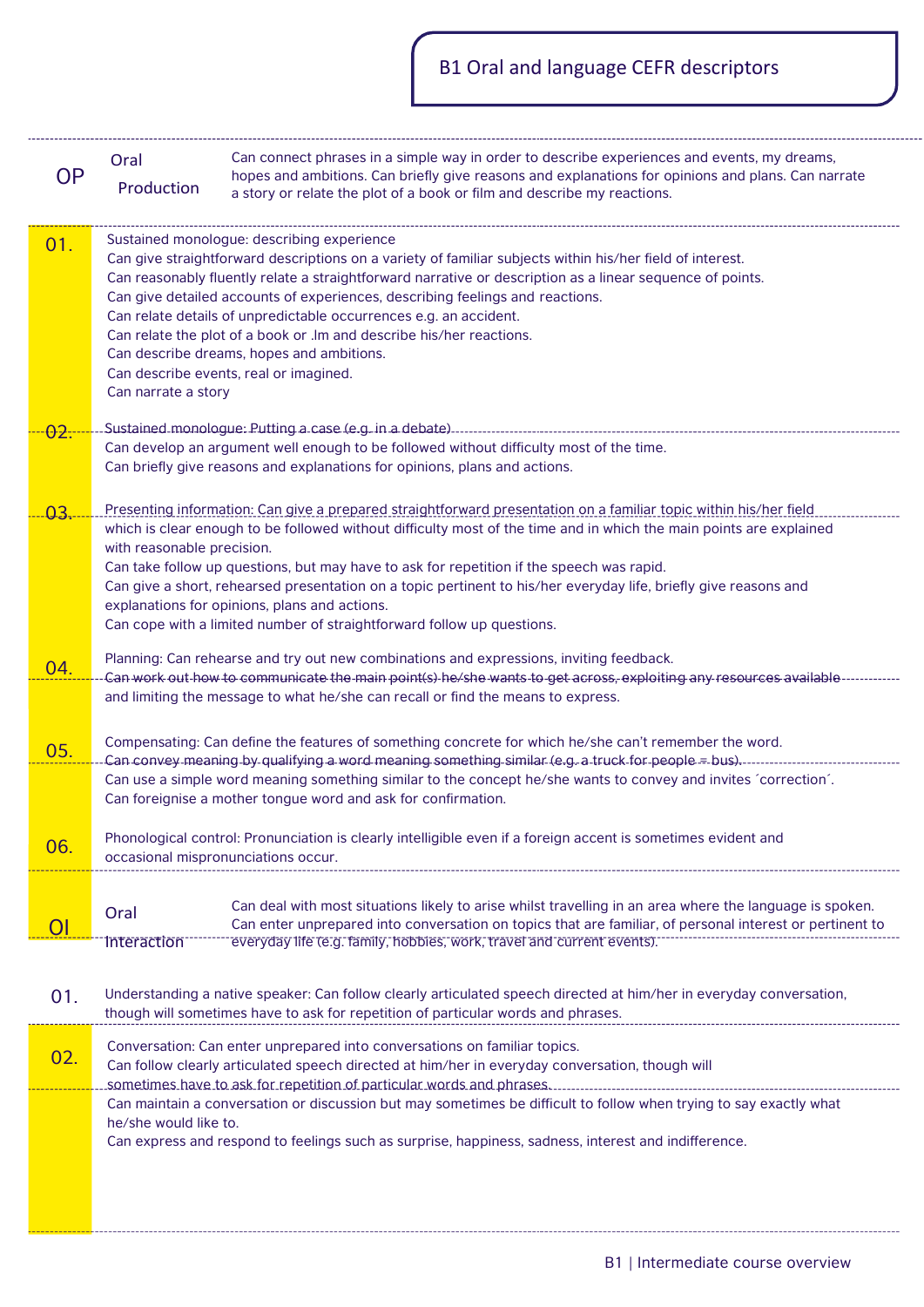# B1 Oral and language CEFR descriptors

## OP — Oral Production

Can connect phrases in a simple way in order to describe experiences and events, my dreams, hopes and ambitions. Can briefly give reasons and explanations for opinions and plans. Can narrate a story or relate the plot of a book or film and describe my reactions.

**01.** Sustained monologue: describing experience
Can give straightforward descriptions on a variety of familiar subjects within his/her field of interest.
Can reasonably fluently relate a straightforward narrative or description as a linear sequence of points.
Can give detailed accounts of experiences, describing feelings and reactions.
Can relate details of unpredictable occurrences e.g. an accident.
Can relate the plot of a book or .lm and describe his/her reactions.
Can describe dreams, hopes and ambitions.
Can describe events, real or imagined.
Can narrate a story

**02.** Sustained monologue: Putting a case (e.g. in a debate)
Can develop an argument well enough to be followed without difficulty most of the time.
Can briefly give reasons and explanations for opinions, plans and actions.

**03.** Presenting information: Can give a prepared straightforward presentation on a familiar topic within his/her field which is clear enough to be followed without difficulty most of the time and in which the main points are explained with reasonable precision.
Can take follow up questions, but may have to ask for repetition if the speech was rapid.
Can give a short, rehearsed presentation on a topic pertinent to his/her everyday life, briefly give reasons and explanations for opinions, plans and actions.
Can cope with a limited number of straightforward follow up questions.

**04.** Planning: Can rehearse and try out new combinations and expressions, inviting feedback.
Can work out how to communicate the main point(s) he/she wants to get across, exploiting any resources available and limiting the message to what he/she can recall or find the means to express.

**05.** Compensating: Can define the features of something concrete for which he/she can't remember the word.
Can convey meaning by qualifying a word meaning something similar (e.g. a truck for people = bus).
Can use a simple word meaning something similar to the concept he/she wants to convey and invites ´correction´.
Can foreignise a mother tongue word and ask for confirmation.

**06.** Phonological control: Pronunciation is clearly intelligible even if a foreign accent is sometimes evident and occasional mispronunciations occur.

## OI — Oral Interaction

Can deal with most situations likely to arise whilst travelling in an area where the language is spoken. Can enter unprepared into conversation on topics that are familiar, of personal interest or pertinent to everyday life (e.g. family, hobbies, work, travel and current events).

**01.** Understanding a native speaker: Can follow clearly articulated speech directed at him/her in everyday conversation, though will sometimes have to ask for repetition of particular words and phrases.

**02.** Conversation: Can enter unprepared into conversations on familiar topics.
Can follow clearly articulated speech directed at him/her in everyday conversation, though will sometimes have to ask for repetition of particular words and phrases.
Can maintain a conversation or discussion but may sometimes be difficult to follow when trying to say exactly what he/she would like to.
Can express and respond to feelings such as surprise, happiness, sadness, interest and indifference.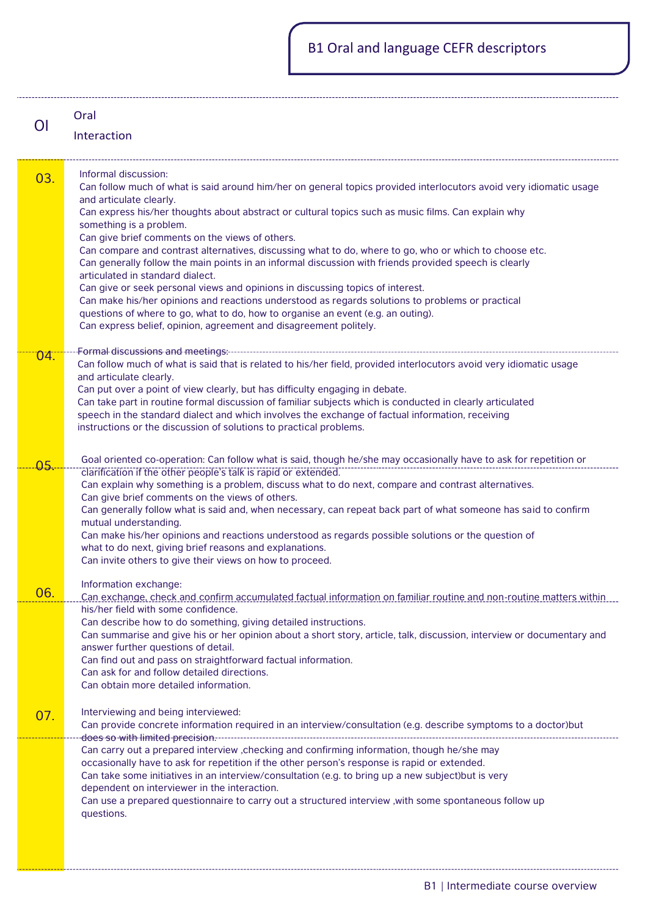# B1 Oral and language CEFR descriptors

## OI Oral Interaction

**03.** Informal discussion:

Can follow much of what is said around him/her on general topics provided interlocutors avoid very idiomatic usage and articulate clearly.

Can express his/her thoughts about abstract or cultural topics such as music films. Can explain why something is a problem.

Can give brief comments on the views of others.

Can compare and contrast alternatives, discussing what to do, where to go, who or which to choose etc.

Can generally follow the main points in an informal discussion with friends provided speech is clearly articulated in standard dialect.

Can give or seek personal views and opinions in discussing topics of interest.

Can make his/her opinions and reactions understood as regards solutions to problems or practical questions of where to go, what to do, how to organise an event (e.g. an outing).

Can express belief, opinion, agreement and disagreement politely.

**04.** Formal discussions and meetings:

Can follow much of what is said that is related to his/her field, provided interlocutors avoid very idiomatic usage and articulate clearly.

Can put over a point of view clearly, but has difficulty engaging in debate.

Can take part in routine formal discussion of familiar subjects which is conducted in clearly articulated speech in the standard dialect and which involves the exchange of factual information, receiving instructions or the discussion of solutions to practical problems.

**05.** Goal oriented co-operation: Can follow what is said, though he/she may occasionally have to ask for repetition or clarification if the other people's talk is rapid or extended.

Can explain why something is a problem, discuss what to do next, compare and contrast alternatives.

Can give brief comments on the views of others.

Can generally follow what is said and, when necessary, can repeat back part of what someone has said to confirm mutual understanding.

Can make his/her opinions and reactions understood as regards possible solutions or the question of what to do next, giving brief reasons and explanations.

Can invite others to give their views on how to proceed.

**06.** Information exchange:

Can exchange, check and confirm accumulated factual information on familiar routine and non-routine matters within his/her field with some confidence.

Can describe how to do something, giving detailed instructions.

Can summarise and give his or her opinion about a short story, article, talk, discussion, interview or documentary and answer further questions of detail.

Can find out and pass on straightforward factual information.

Can ask for and follow detailed directions.

Can obtain more detailed information.

**07.** Interviewing and being interviewed:

Can provide concrete information required in an interview/consultation (e.g. describe symptoms to a doctor)but does so with limited precision.

Can carry out a prepared interview ,checking and confirming information, though he/she may occasionally have to ask for repetition if the other person's response is rapid or extended.

Can take some initiatives in an interview/consultation (e.g. to bring up a new subject)but is very dependent on interviewer in the interaction.

Can use a prepared questionnaire to carry out a structured interview ,with some spontaneous follow up questions.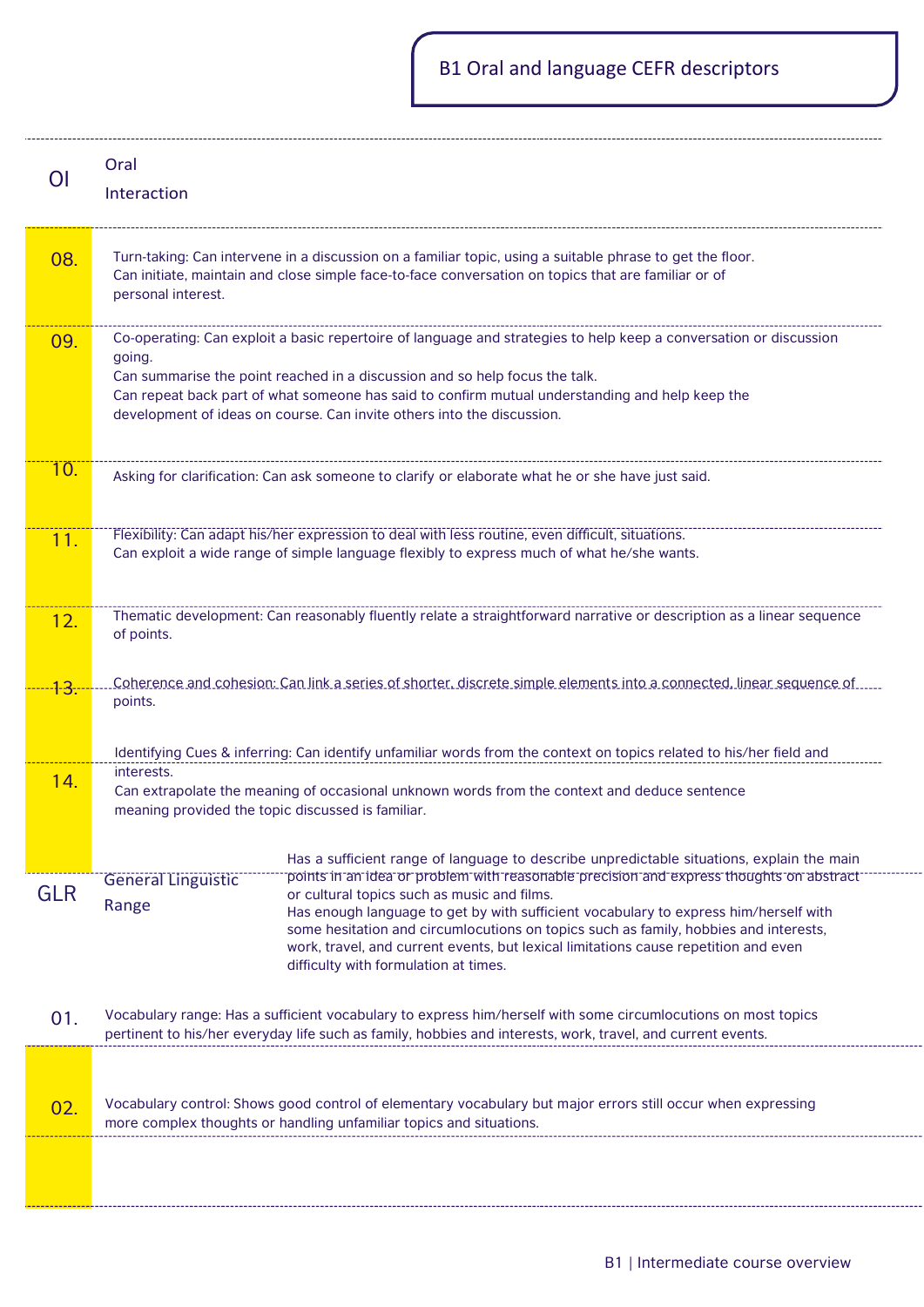# B1 Oral and language CEFR descriptors

## OI — Oral Interaction

**08.** Turn-taking: Can intervene in a discussion on a familiar topic, using a suitable phrase to get the floor.
Can initiate, maintain and close simple face-to-face conversation on topics that are familiar or of personal interest.

**09.** Co-operating: Can exploit a basic repertoire of language and strategies to help keep a conversation or discussion going.
Can summarise the point reached in a discussion and so help focus the talk.
Can repeat back part of what someone has said to confirm mutual understanding and help keep the development of ideas on course. Can invite others into the discussion.

**10.** Asking for clarification: Can ask someone to clarify or elaborate what he or she have just said.

**11.** Flexibility: Can adapt his/her expression to deal with less routine, even difficult, situations.
Can exploit a wide range of simple language flexibly to express much of what he/she wants.

**12.** Thematic development: Can reasonably fluently relate a straightforward narrative or description as a linear sequence of points.

**13.** Coherence and cohesion: Can link a series of shorter, discrete simple elements into a connected, linear sequence of points.

**14.** Identifying Cues & inferring: Can identify unfamiliar words from the context on topics related to his/her field and interests.
Can extrapolate the meaning of occasional unknown words from the context and deduce sentence meaning provided the topic discussed is familiar.

## GLR — General Linguistic Range

Has a sufficient range of language to describe unpredictable situations, explain the main points in an idea or problem with reasonable precision and express thoughts on abstract or cultural topics such as music and films.
Has enough language to get by with sufficient vocabulary to express him/herself with some hesitation and circumlocutions on topics such as family, hobbies and interests, work, travel, and current events, but lexical limitations cause repetition and even difficulty with formulation at times.

**01.** Vocabulary range: Has a sufficient vocabulary to express him/herself with some circumlocutions on most topics pertinent to his/her everyday life such as family, hobbies and interests, work, travel, and current events.

**02.** Vocabulary control: Shows good control of elementary vocabulary but major errors still occur when expressing more complex thoughts or handling unfamiliar topics and situations.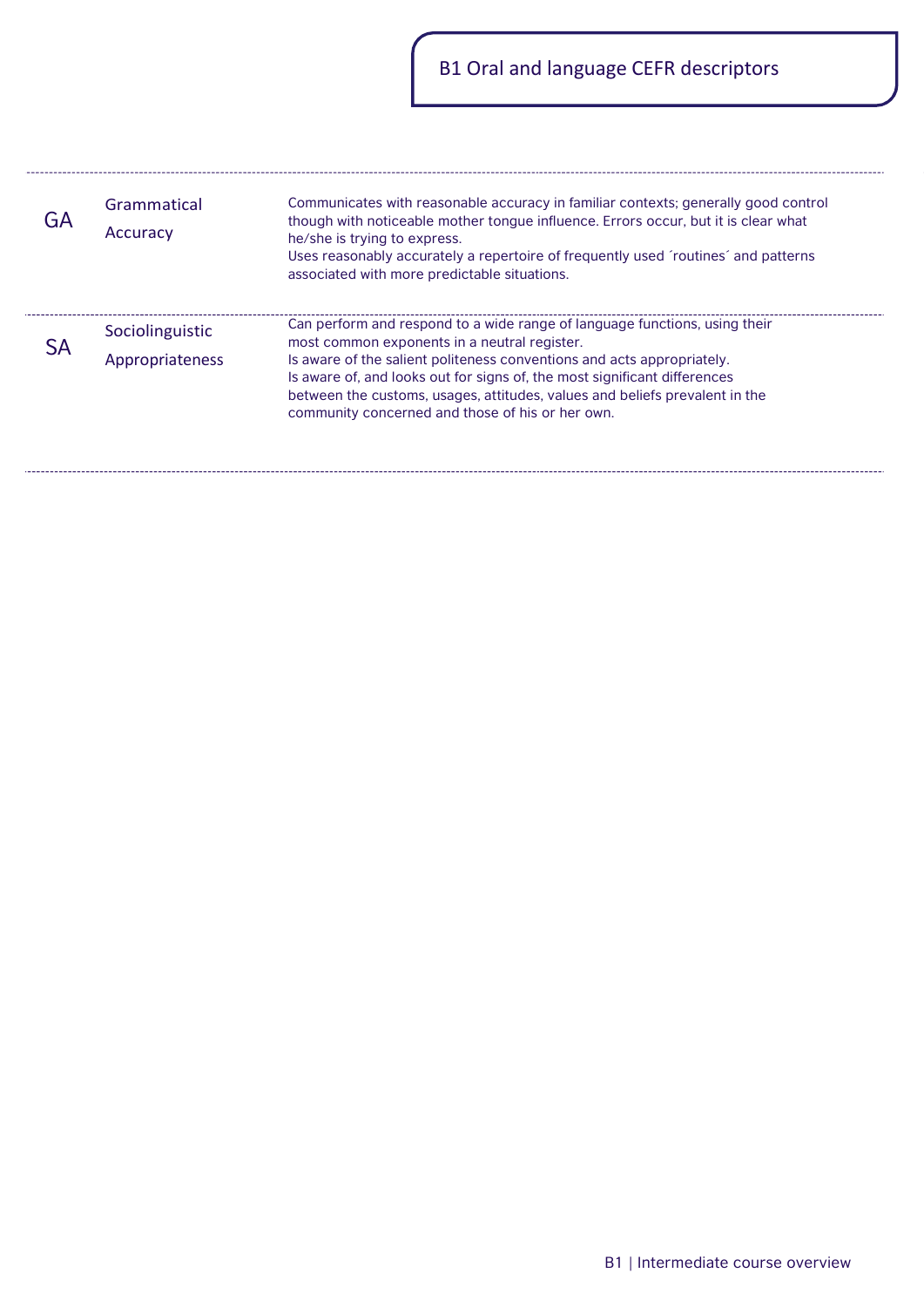## B1 Oral and language CEFR descriptors

| | | |
|---|---|---|
| GA | Grammatical Accuracy | Communicates with reasonable accuracy in familiar contexts; generally good control though with noticeable mother tongue influence. Errors occur, but it is clear what he/she is trying to express.<br>Uses reasonably accurately a repertoire of frequently used ´routines´ and patterns associated with more predictable situations. |
| SA | Sociolinguistic Appropriateness | Can perform and respond to a wide range of language functions, using their most common exponents in a neutral register.<br>Is aware of the salient politeness conventions and acts appropriately.<br>Is aware of, and looks out for signs of, the most significant differences between the customs, usages, attitudes, values and beliefs prevalent in the community concerned and those of his or her own. |